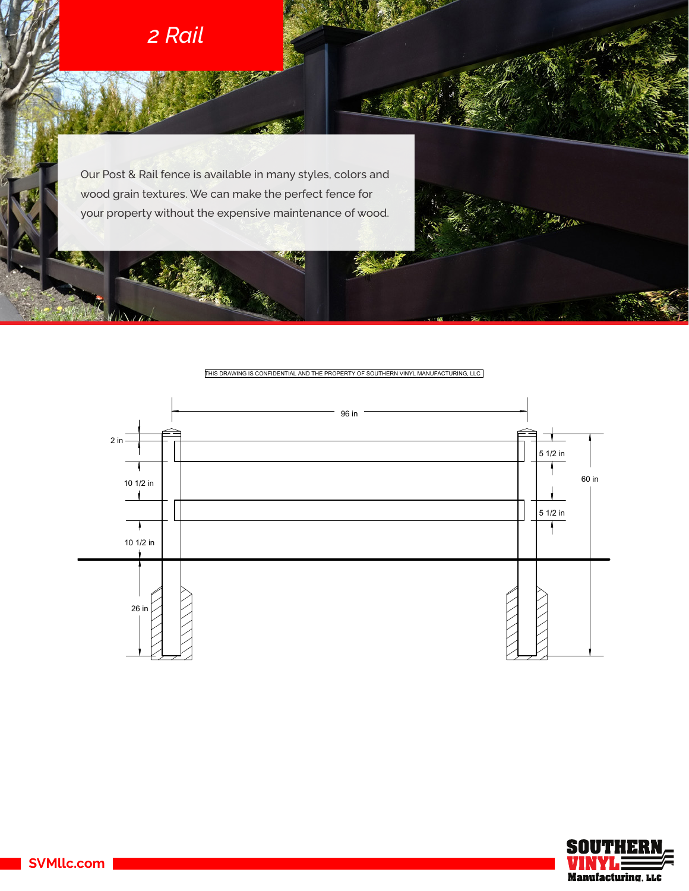# 2 Rail

Our Post & Rail fence is available in many styles, colors and wood grain textures. We can make the perfect fence for your property without the expensive maintenance of wood.

THIS DRAWING IS CONFIDENTIAL AND THE PROPERTY OF SOUTHERN VINYL MANUFACTURING, LLC

96 in

2 in

10 1/2 in

10 1/2 in

26 in

5 1/2 in

5 1/2 in

60 in

SVMllc.com

SOUTHERN VINYL Manufacturing, LLC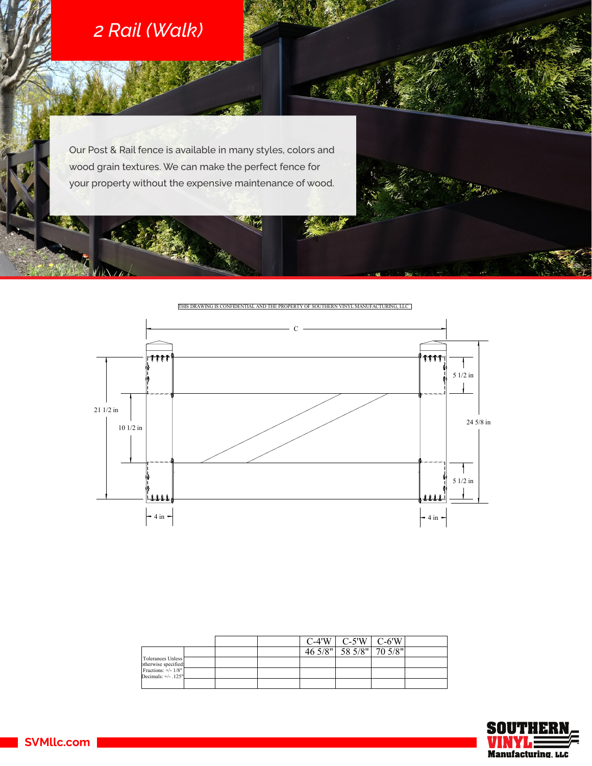# 2 Rail (Walk)

Our Post & Rail fence is available in many styles, colors and wood grain textures. We can make the perfect fence for your property without the expensive maintenance of wood.

THIS DRAWING IS CONFIDENTIAL AND THE PROPERTY OF SOUTHERN VINYL MANUFACTURING, LLC

C

5 1/2 in

21 1/2 in

10 1/2 in

24 5/8 in

5 1/2 in

4 in

4 in

| | | | | | | | |
|---|---|---|---|---|---|---|---|
| | | | | C-4'W | C-5'W | C-6'W | |
| Tolerances Unless otherwise specified: Fractions: +/- 1/8" Decimals: +/- .125" | | | | 46 5/8" | 58 5/8" | 70 5/8" | |
| | | | | | | | |
| | | | | | | | |
| | | | | | | | |

SVMllc.com

SOUTHERN VINYL Manufacturing, LLC